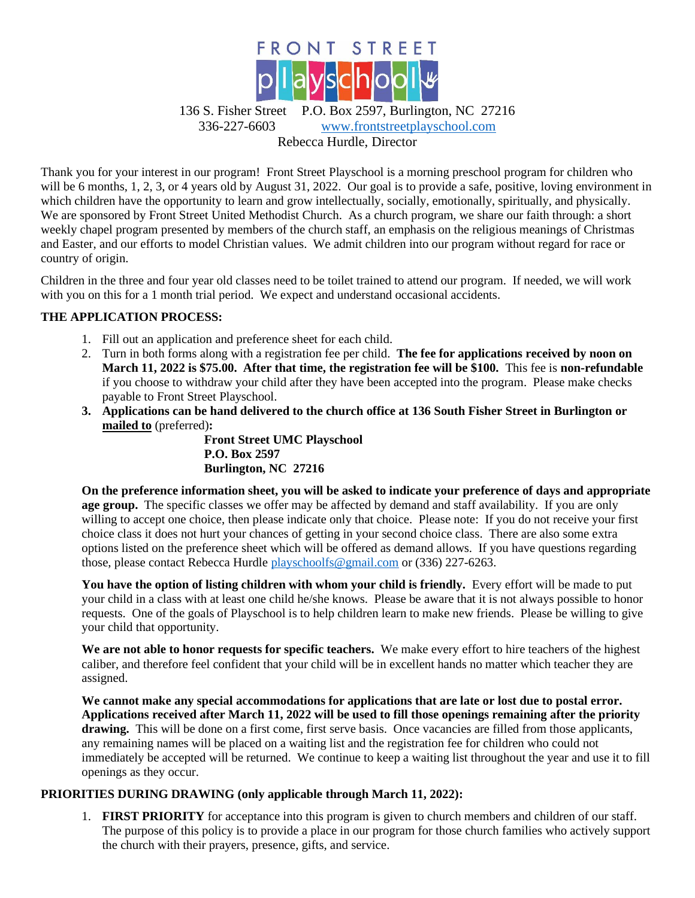# FRONT STREET playschool

136 S. Fisher Street  P.O. Box 2597, Burlington, NC 27216
336-227-6603  www.frontstreetplayschool.com
Rebecca Hurdle, Director

Thank you for your interest in our program! Front Street Playschool is a morning preschool program for children who will be 6 months, 1, 2, 3, or 4 years old by August 31, 2022. Our goal is to provide a safe, positive, loving environment in which children have the opportunity to learn and grow intellectually, socially, emotionally, spiritually, and physically. We are sponsored by Front Street United Methodist Church. As a church program, we share our faith through: a short weekly chapel program presented by members of the church staff, an emphasis on the religious meanings of Christmas and Easter, and our efforts to model Christian values. We admit children into our program without regard for race or country of origin.

Children in the three and four year old classes need to be toilet trained to attend our program. If needed, we will work with you on this for a 1 month trial period. We expect and understand occasional accidents.

**THE APPLICATION PROCESS:**

1. Fill out an application and preference sheet for each child.
2. Turn in both forms along with a registration fee per child. **The fee for applications received by noon on March 11, 2022 is $75.00. After that time, the registration fee will be $100.** This fee is **non-refundable** if you choose to withdraw your child after they have been accepted into the program. Please make checks payable to Front Street Playschool.
3. **Applications can be hand delivered to the church office at 136 South Fisher Street in Burlington or <u>mailed to</u>** (preferred)**:**

   **Front Street UMC Playschool**
   **P.O. Box 2597**
   **Burlington, NC 27216**

**On the preference information sheet, you will be asked to indicate your preference of days and appropriate age group.** The specific classes we offer may be affected by demand and staff availability. If you are only willing to accept one choice, then please indicate only that choice. Please note: If you do not receive your first choice class it does not hurt your chances of getting in your second choice class. There are also some extra options listed on the preference sheet which will be offered as demand allows. If you have questions regarding those, please contact Rebecca Hurdle playschoolfs@gmail.com or (336) 227-6263.

**You have the option of listing children with whom your child is friendly.** Every effort will be made to put your child in a class with at least one child he/she knows. Please be aware that it is not always possible to honor requests. One of the goals of Playschool is to help children learn to make new friends. Please be willing to give your child that opportunity.

**We are not able to honor requests for specific teachers.** We make every effort to hire teachers of the highest caliber, and therefore feel confident that your child will be in excellent hands no matter which teacher they are assigned.

**We cannot make any special accommodations for applications that are late or lost due to postal error. Applications received after March 11, 2022 will be used to fill those openings remaining after the priority drawing.** This will be done on a first come, first serve basis. Once vacancies are filled from those applicants, any remaining names will be placed on a waiting list and the registration fee for children who could not immediately be accepted will be returned. We continue to keep a waiting list throughout the year and use it to fill openings as they occur.

**PRIORITIES DURING DRAWING (only applicable through March 11, 2022):**

1. **FIRST PRIORITY** for acceptance into this program is given to church members and children of our staff. The purpose of this policy is to provide a place in our program for those church families who actively support the church with their prayers, presence, gifts, and service.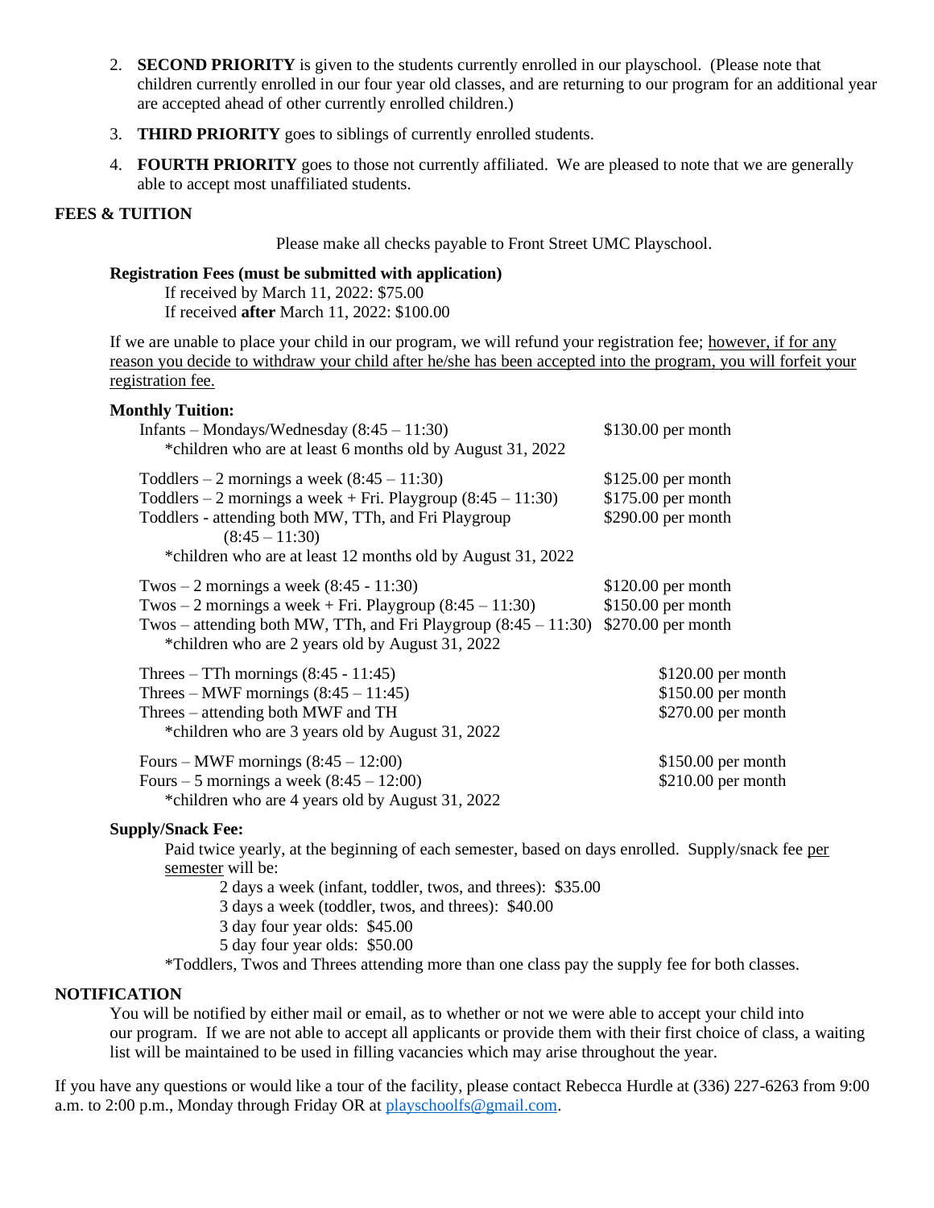2. **SECOND PRIORITY** is given to the students currently enrolled in our playschool. (Please note that children currently enrolled in our four year old classes, and are returning to our program for an additional year are accepted ahead of other currently enrolled children.)
3. **THIRD PRIORITY** goes to siblings of currently enrolled students.
4. **FOURTH PRIORITY** goes to those not currently affiliated. We are pleased to note that we are generally able to accept most unaffiliated students.

**FEES & TUITION**

Please make all checks payable to Front Street UMC Playschool.

**Registration Fees (must be submitted with application)**

If received by March 11, 2022: $75.00
If received **after** March 11, 2022: $100.00

If we are unable to place your child in our program, we will refund your registration fee; <u>however, if for any reason you decide to withdraw your child after he/she has been accepted into the program, you will forfeit your registration fee.</u>

**Monthly Tuition:**

| Class | Tuition |
|---|---|
| Infants – Mondays/Wednesday (8:45 – 11:30) | $130.00 per month |
| *children who are at least 6 months old by August 31, 2022 | |
| Toddlers – 2 mornings a week (8:45 – 11:30) | $125.00 per month |
| Toddlers – 2 mornings a week + Fri. Playgroup (8:45 – 11:30) | $175.00 per month |
| Toddlers - attending both MW, TTh, and Fri Playgroup (8:45 – 11:30) | $290.00 per month |
| *children who are at least 12 months old by August 31, 2022 | |
| Twos – 2 mornings a week (8:45 - 11:30) | $120.00 per month |
| Twos – 2 mornings a week + Fri. Playgroup (8:45 – 11:30) | $150.00 per month |
| Twos – attending both MW, TTh, and Fri Playgroup (8:45 – 11:30) | $270.00 per month |
| *children who are 2 years old by August 31, 2022 | |
| Threes – TTh mornings (8:45 - 11:45) | $120.00 per month |
| Threes – MWF mornings (8:45 – 11:45) | $150.00 per month |
| Threes – attending both MWF and TH | $270.00 per month |
| *children who are 3 years old by August 31, 2022 | |
| Fours – MWF mornings (8:45 – 12:00) | $150.00 per month |
| Fours – 5 mornings a week (8:45 – 12:00) | $210.00 per month |
| *children who are 4 years old by August 31, 2022 | |

**Supply/Snack Fee:**

Paid twice yearly, at the beginning of each semester, based on days enrolled. Supply/snack fee <u>per semester</u> will be:

- 2 days a week (infant, toddler, twos, and threes): $35.00
- 3 days a week (toddler, twos, and threes): $40.00
- 3 day four year olds: $45.00
- 5 day four year olds: $50.00

*Toddlers, Twos and Threes attending more than one class pay the supply fee for both classes.

**NOTIFICATION**

You will be notified by either mail or email, as to whether or not we were able to accept your child into our program. If we are not able to accept all applicants or provide them with their first choice of class, a waiting list will be maintained to be used in filling vacancies which may arise throughout the year.

If you have any questions or would like a tour of the facility, please contact Rebecca Hurdle at (336) 227-6263 from 9:00 a.m. to 2:00 p.m., Monday through Friday OR at playschoolfs@gmail.com.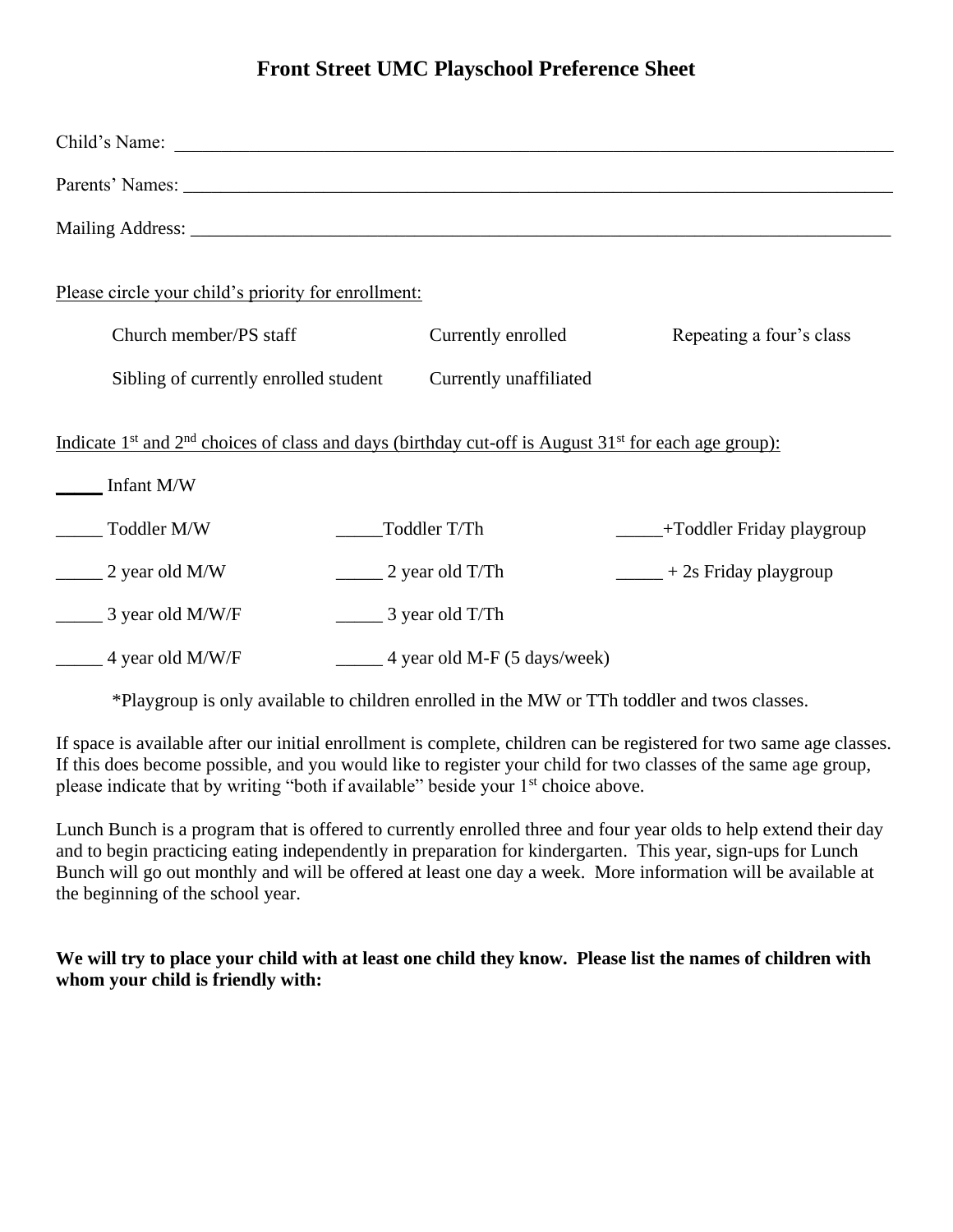# Front Street UMC Playschool Preference Sheet

Child's Name: ______________________________________________________________________________

Parents' Names: ____________________________________________________________________________

Mailing Address: ___________________________________________________________________________

Please circle your child's priority for enrollment:

| | | |
|---|---|---|
| Church member/PS staff | Currently enrolled | Repeating a four's class |
| Sibling of currently enrolled student | Currently unaffiliated | |

Indicate 1st and 2nd choices of class and days (birthday cut-off is August 31st for each age group):

_____ Infant M/W

| | | |
|---|---|---|
| _____ Toddler M/W | _____Toddler T/Th | _____+Toddler Friday playgroup |
| _____ 2 year old M/W | _____ 2 year old T/Th | _____ + 2s Friday playgroup |
| _____ 3 year old M/W/F | _____ 3 year old T/Th | |
| _____ 4 year old M/W/F | _____ 4 year old M-F (5 days/week) | |

*Playgroup is only available to children enrolled in the MW or TTh toddler and twos classes.

If space is available after our initial enrollment is complete, children can be registered for two same age classes. If this does become possible, and you would like to register your child for two classes of the same age group, please indicate that by writing "both if available" beside your 1st choice above.

Lunch Bunch is a program that is offered to currently enrolled three and four year olds to help extend their day and to begin practicing eating independently in preparation for kindergarten. This year, sign-ups for Lunch Bunch will go out monthly and will be offered at least one day a week. More information will be available at the beginning of the school year.

**We will try to place your child with at least one child they know. Please list the names of children with whom your child is friendly with:**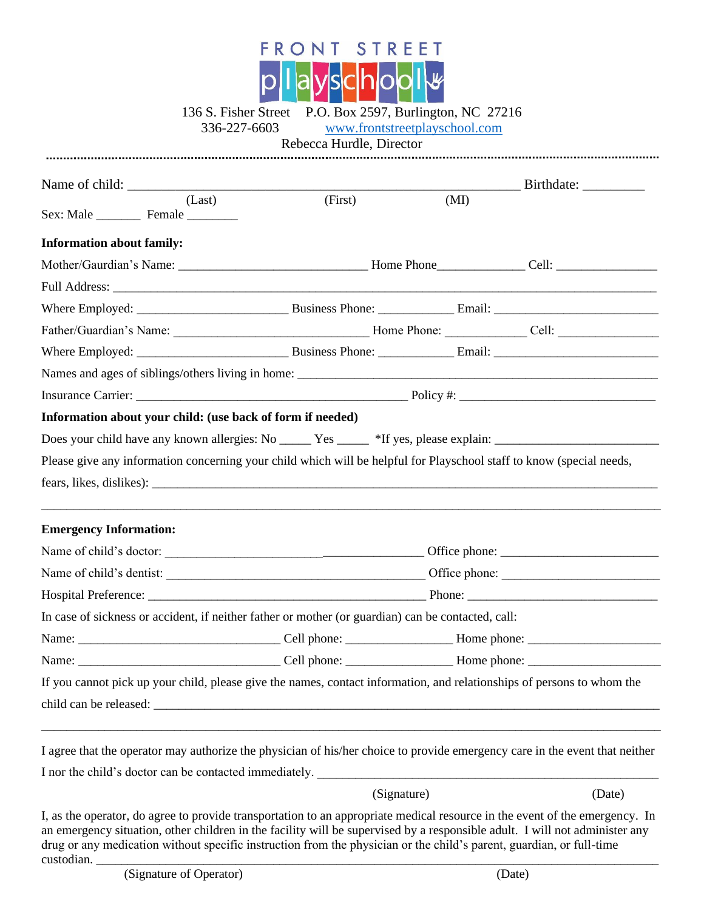FRONT STREET playschool

136 S. Fisher Street P.O. Box 2597, Burlington, NC 27216
336-227-6603 www.frontstreetplayschool.com
Rebecca Hurdle, Director

Name of child: ______________________________________________ Birthdate: _________
(Last) (First) (MI)

Sex: Male _______ Female ________

**Information about family:**

Mother/Gaurdian's Name: ____________________________ Home Phone_____________ Cell: _______________

Full Address: ________________________________________________________________________________

Where Employed: _______________________ Business Phone: ___________ Email: _________________________

Father/Guardian's Name: ____________________________ Home Phone: ____________ Cell: _______________

Where Employed: _______________________ Business Phone: ___________ Email: _________________________

Names and ages of siblings/others living in home: _____________________________________________________

Insurance Carrier: _________________________________________ Policy #: ______________________________

**Information about your child: (use back of form if needed)**

Does your child have any known allergies: No _____ Yes _____ *If yes, please explain: _________________________

Please give any information concerning your child which will be helpful for Playschool staff to know (special needs, fears, likes, dislikes): ________________________________________________________________________________

________________________________________________________________________________

**Emergency Information:**

Name of child's doctor: _______________________________________ Office phone: ________________________

Name of child's dentist: _______________________________________ Office phone: ________________________

Hospital Preference: ___________________________________________ Phone: _____________________________

In case of sickness or accident, if neither father or mother (or guardian) can be contacted, call:

Name: _______________________________ Cell phone: ________________ Home phone: ____________________

Name: _______________________________ Cell phone: ________________ Home phone: ____________________

If you cannot pick up your child, please give the names, contact information, and relationships of persons to whom the child can be released: ____________________________________________________________________________

________________________________________________________________________________

I agree that the operator may authorize the physician of his/her choice to provide emergency care in the event that neither I nor the child's doctor can be contacted immediately. _____________________________________________________

(Signature) (Date)

I, as the operator, do agree to provide transportation to an appropriate medical resource in the event of the emergency. In an emergency situation, other children in the facility will be supervised by a responsible adult. I will not administer any drug or any medication without specific instruction from the physician or the child's parent, guardian, or full-time custodian. ________________________________________________________________________________

(Signature of Operator) (Date)